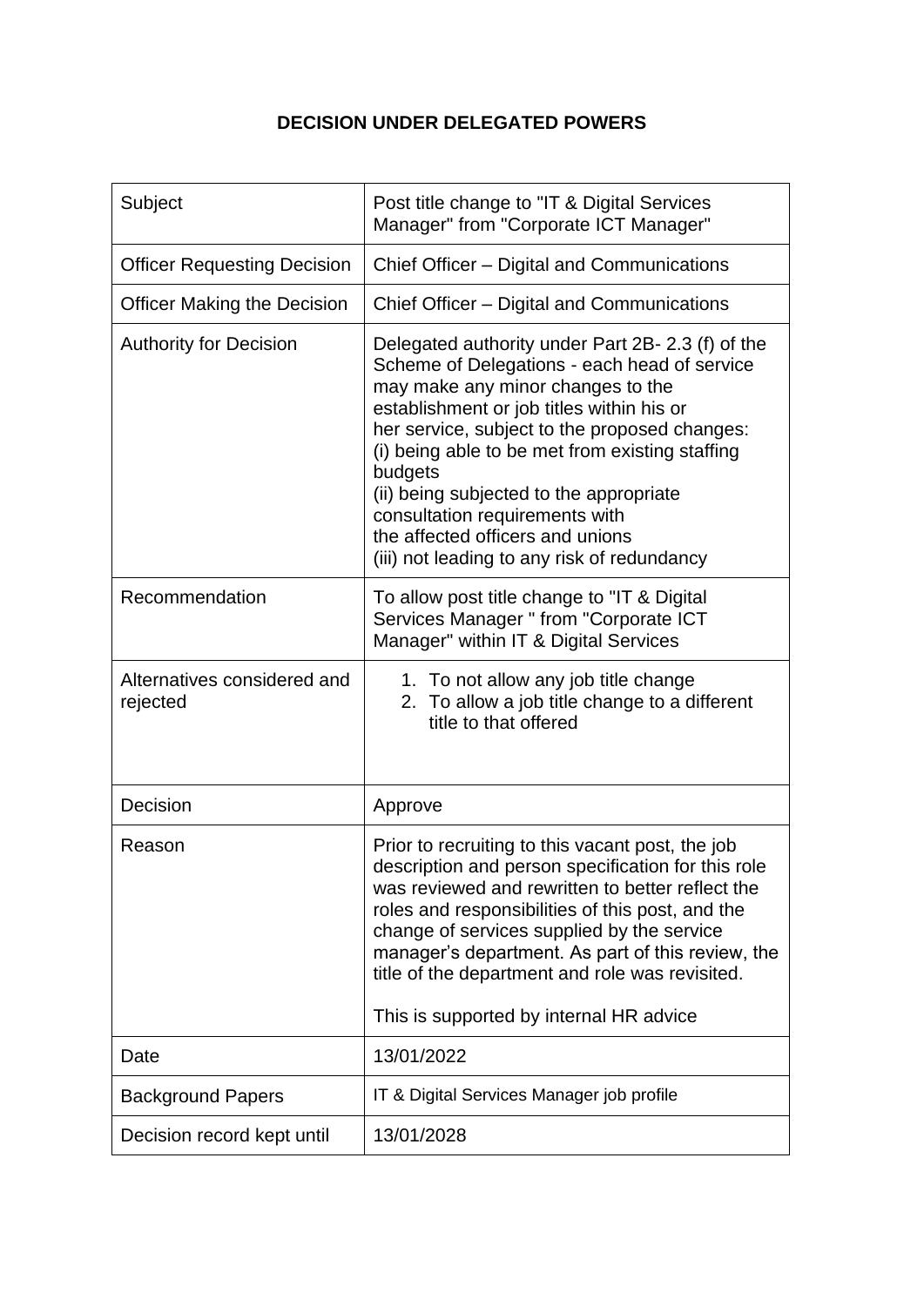**DECISION UNDER DELEGATED POWERS**

| Subject | Post title change to "IT & Digital Services Manager" from "Corporate ICT Manager" |
|---|---|
| Officer Requesting Decision | Chief Officer – Digital and Communications |
| Officer Making the Decision | Chief Officer – Digital and Communications |
| Authority for Decision | Delegated authority under Part 2B- 2.3 (f) of the Scheme of Delegations - each head of service may make any minor changes to the establishment or job titles within his or her service, subject to the proposed changes:<br>(i) being able to be met from existing staffing budgets<br>(ii) being subjected to the appropriate consultation requirements with the affected officers and unions<br>(iii) not leading to any risk of redundancy |
| Recommendation | To allow post title change to "IT & Digital Services Manager " from "Corporate ICT Manager" within IT & Digital Services |
| Alternatives considered and rejected | 1. To not allow any job title change<br>2. To allow a job title change to a different title to that offered |
| Decision | Approve |
| Reason | Prior to recruiting to this vacant post, the job description and person specification for this role was reviewed and rewritten to better reflect the roles and responsibilities of this post, and the change of services supplied by the service manager's department. As part of this review, the title of the department and role was revisited.<br><br>This is supported by internal HR advice |
| Date | 13/01/2022 |
| Background Papers | IT & Digital Services Manager job profile |
| Decision record kept until | 13/01/2028 |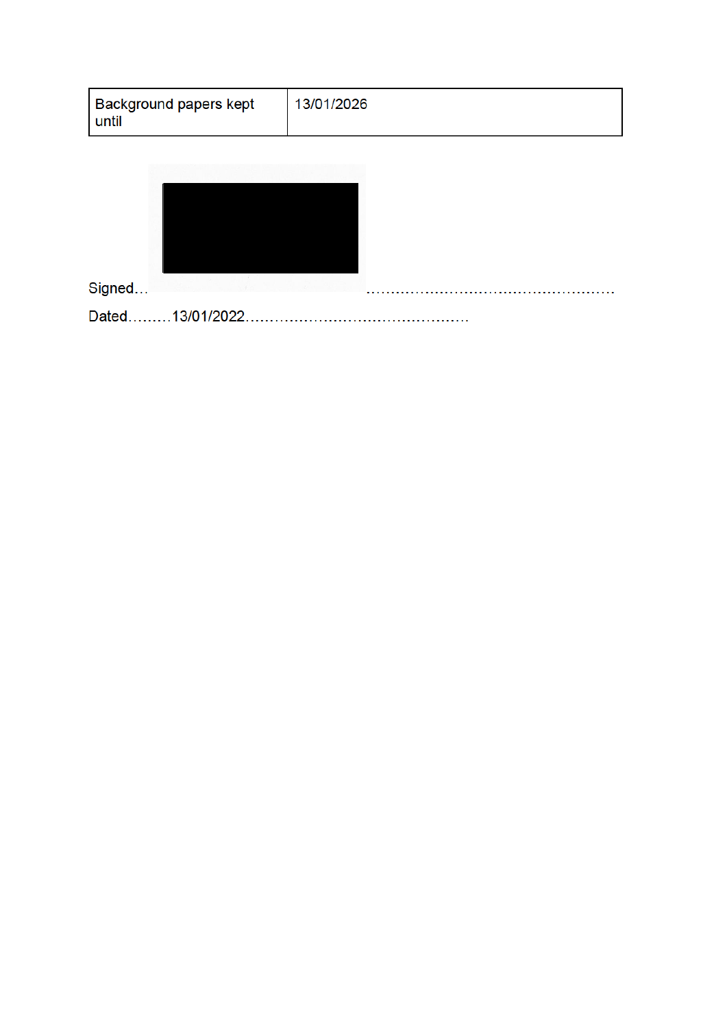| | |
|---|---|
| Background papers kept until | 13/01/2026 |

Signed………………………………………………………

Dated………13/01/2022……………………………………………